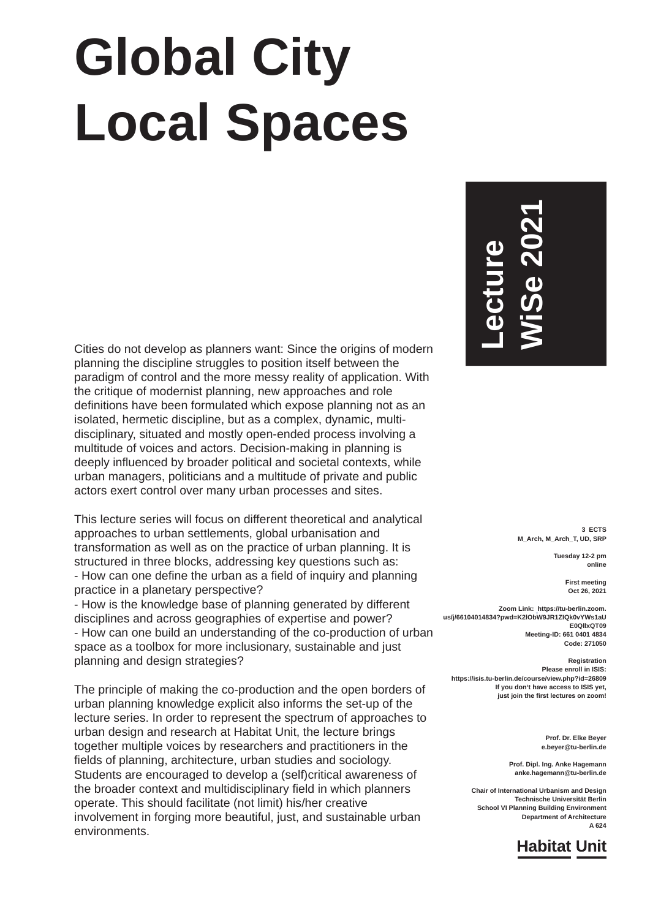# Global City Local Spaces

**Lecture WiSe 2021**

Cities do not develop as planners want: Since the origins of modern planning the discipline struggles to position itself between the paradigm of control and the more messy reality of application. With the critique of modernist planning, new approaches and role definitions have been formulated which expose planning not as an isolated, hermetic discipline, but as a complex, dynamic, multi-disciplinary, situated and mostly open-ended process involving a multitude of voices and actors. Decision-making in planning is deeply influenced by broader political and societal contexts, while urban managers, politicians and a multitude of private and public actors exert control over many urban processes and sites.

This lecture series will focus on different theoretical and analytical approaches to urban settlements, global urbanisation and transformation as well as on the practice of urban planning. It is structured in three blocks, addressing key questions such as:
- How can one define the urban as a field of inquiry and planning practice in a planetary perspective?
- How is the knowledge base of planning generated by different disciplines and across geographies of expertise and power?
- How can one build an understanding of the co-production of urban space as a toolbox for more inclusionary, sustainable and just planning and design strategies?

The principle of making the co-production and the open borders of urban planning knowledge explicit also informs the set-up of the lecture series. In order to represent the spectrum of approaches to urban design and research at Habitat Unit, the lecture brings together multiple voices by researchers and practitioners in the fields of planning, architecture, urban studies and sociology. Students are encouraged to develop a (self)critical awareness of the broader context and multidisciplinary field in which planners operate. This should facilitate (not limit) his/her creative involvement in forging more beautiful, just, and sustainable urban environments.

**3 ECTS**
**M_Arch, M_Arch_T, UD, SRP**

**Tuesday 12-2 pm**
**online**

**First meeting**
**Oct 26, 2021**

**Zoom Link: https://tu-berlin.zoom.us/j/66104014834?pwd=K2lObW9JR1ZlQk0vYWs1aUE0QllxQT09**
**Meeting-ID: 661 0401 4834**
**Code: 271050**

**Registration**
**Please enroll in ISIS:**
**https://isis.tu-berlin.de/course/view.php?id=26809**
**If you don't have access to ISIS yet, just join the first lectures on zoom!**

**Prof. Dr. Elke Beyer**
**e.beyer@tu-berlin.de**

**Prof. Dipl. Ing. Anke Hagemann**
**anke.hagemann@tu-berlin.de**

**Chair of International Urbanism and Design**
**Technische Universität Berlin**
**School VI Planning Building Environment**
**Department of Architecture**
**A 624**

**Habitat Unit**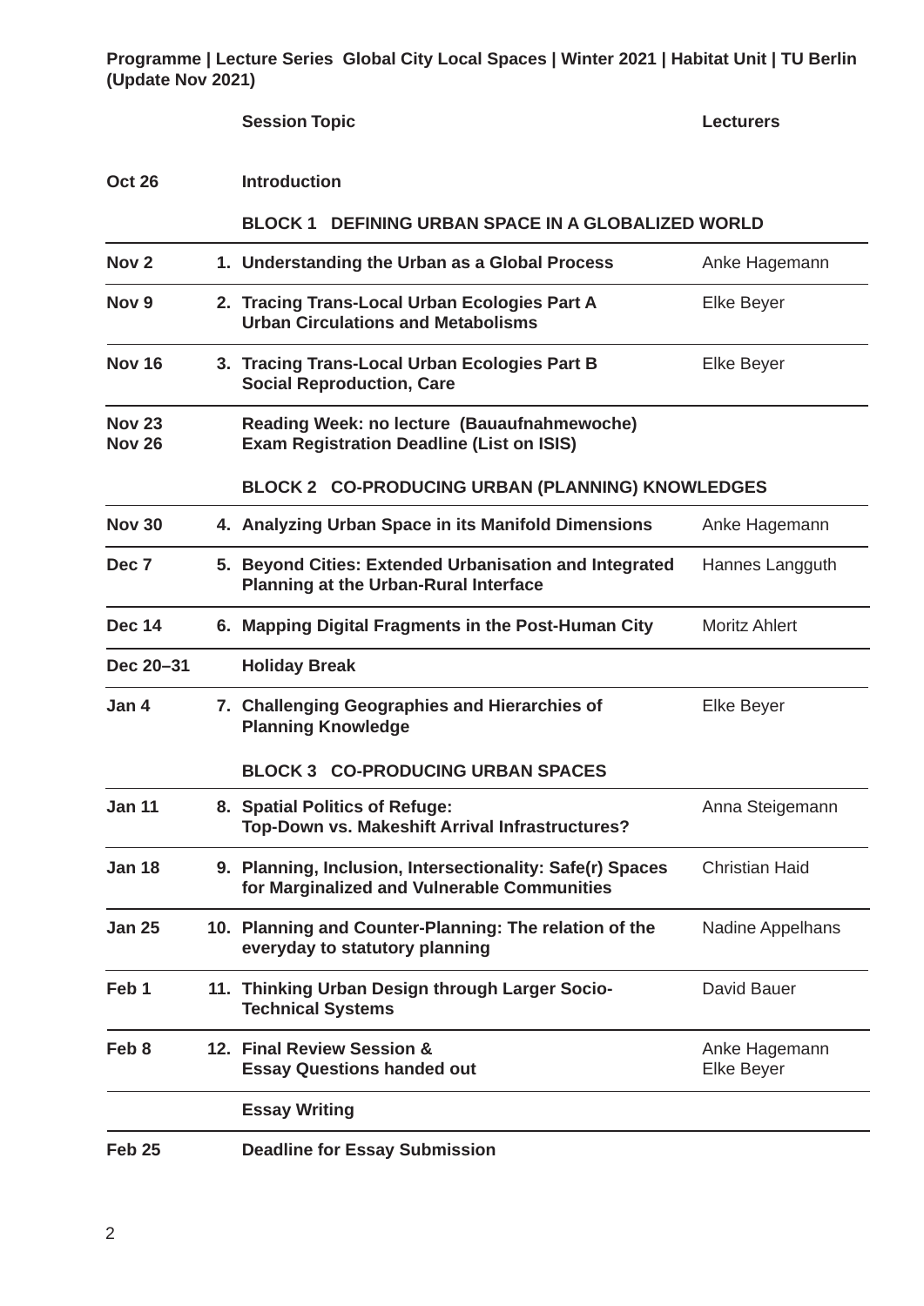**Programme | Lecture Series Global City Local Spaces | Winter 2021 | Habitat Unit | TU Berlin (Update Nov 2021)**

| | Session Topic | Lecturers |
|---|---|---|
| **Oct 26** | **Introduction** | |
| | **BLOCK 1 DEFINING URBAN SPACE IN A GLOBALIZED WORLD** | |
| **Nov 2** | **1. Understanding the Urban as a Global Process** | Anke Hagemann |
| **Nov 9** | **2. Tracing Trans-Local Urban Ecologies Part A Urban Circulations and Metabolisms** | Elke Beyer |
| **Nov 16** | **3. Tracing Trans-Local Urban Ecologies Part B Social Reproduction, Care** | Elke Beyer |
| **Nov 23 Nov 26** | **Reading Week: no lecture (Bauaufnahmewoche) Exam Registration Deadline (List on ISIS)** | |
| | **BLOCK 2 CO-PRODUCING URBAN (PLANNING) KNOWLEDGES** | |
| **Nov 30** | **4. Analyzing Urban Space in its Manifold Dimensions** | Anke Hagemann |
| **Dec 7** | **5. Beyond Cities: Extended Urbanisation and Integrated Planning at the Urban-Rural Interface** | Hannes Langguth |
| **Dec 14** | **6. Mapping Digital Fragments in the Post-Human City** | Moritz Ahlert |
| **Dec 20–31** | **Holiday Break** | |
| **Jan 4** | **7. Challenging Geographies and Hierarchies of Planning Knowledge** | Elke Beyer |
| | **BLOCK 3 CO-PRODUCING URBAN SPACES** | |
| **Jan 11** | **8. Spatial Politics of Refuge: Top-Down vs. Makeshift Arrival Infrastructures?** | Anna Steigemann |
| **Jan 18** | **9. Planning, Inclusion, Intersectionality: Safe(r) Spaces for Marginalized and Vulnerable Communities** | Christian Haid |
| **Jan 25** | **10. Planning and Counter-Planning: The relation of the everyday to statutory planning** | Nadine Appelhans |
| **Feb 1** | **11. Thinking Urban Design through Larger Socio-Technical Systems** | David Bauer |
| **Feb 8** | **12. Final Review Session & Essay Questions handed out** | Anke Hagemann Elke Beyer |
| | **Essay Writing** | |
| **Feb 25** | **Deadline for Essay Submission** | |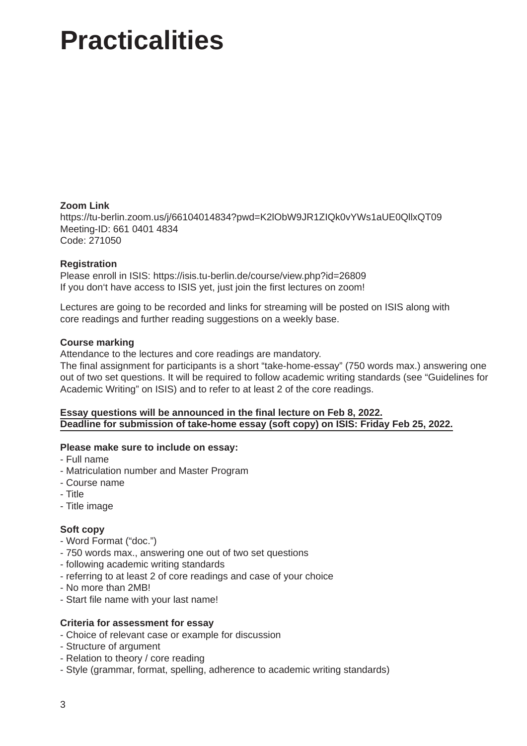# Practicalities

**Zoom Link**
https://tu-berlin.zoom.us/j/66104014834?pwd=K2lObW9JR1ZIQk0vYWs1aUE0QllxQT09
Meeting-ID: 661 0401 4834
Code: 271050

**Registration**
Please enroll in ISIS: https://isis.tu-berlin.de/course/view.php?id=26809
If you don‘t have access to ISIS yet, just join the first lectures on zoom!

Lectures are going to be recorded and links for streaming will be posted on ISIS along with core readings and further reading suggestions on a weekly base.

**Course marking**
Attendance to the lectures and core readings are mandatory.
The final assignment for participants is a short “take-home-essay” (750 words max.) answering one out of two set questions. It will be required to follow academic writing standards (see “Guidelines for Academic Writing” on ISIS) and to refer to at least 2 of the core readings.

**Essay questions will be announced in the final lecture on Feb 8, 2022.**
**Deadline for submission of take-home essay (soft copy) on ISIS: Friday Feb 25, 2022.**

**Please make sure to include on essay:**
- Full name
- Matriculation number and Master Program
- Course name
- Title
- Title image

**Soft copy**
- Word Format (“doc.”)
- 750 words max., answering one out of two set questions
- following academic writing standards
- referring to at least 2 of core readings and case of your choice
- No more than 2MB!
- Start file name with your last name!

**Criteria for assessment for essay**
- Choice of relevant case or example for discussion
- Structure of argument
- Relation to theory / core reading
- Style (grammar, format, spelling, adherence to academic writing standards)